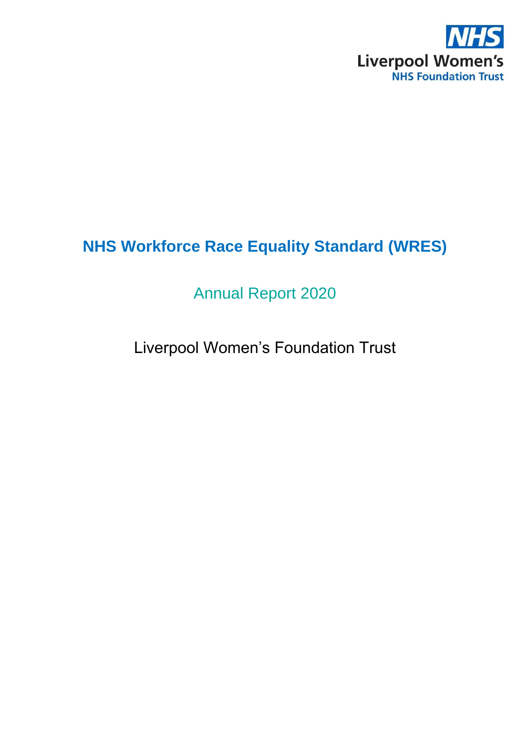NHS
Liverpool Women's
NHS Foundation Trust

# NHS Workforce Race Equality Standard (WRES)

## Annual Report 2020

### Liverpool Women's Foundation Trust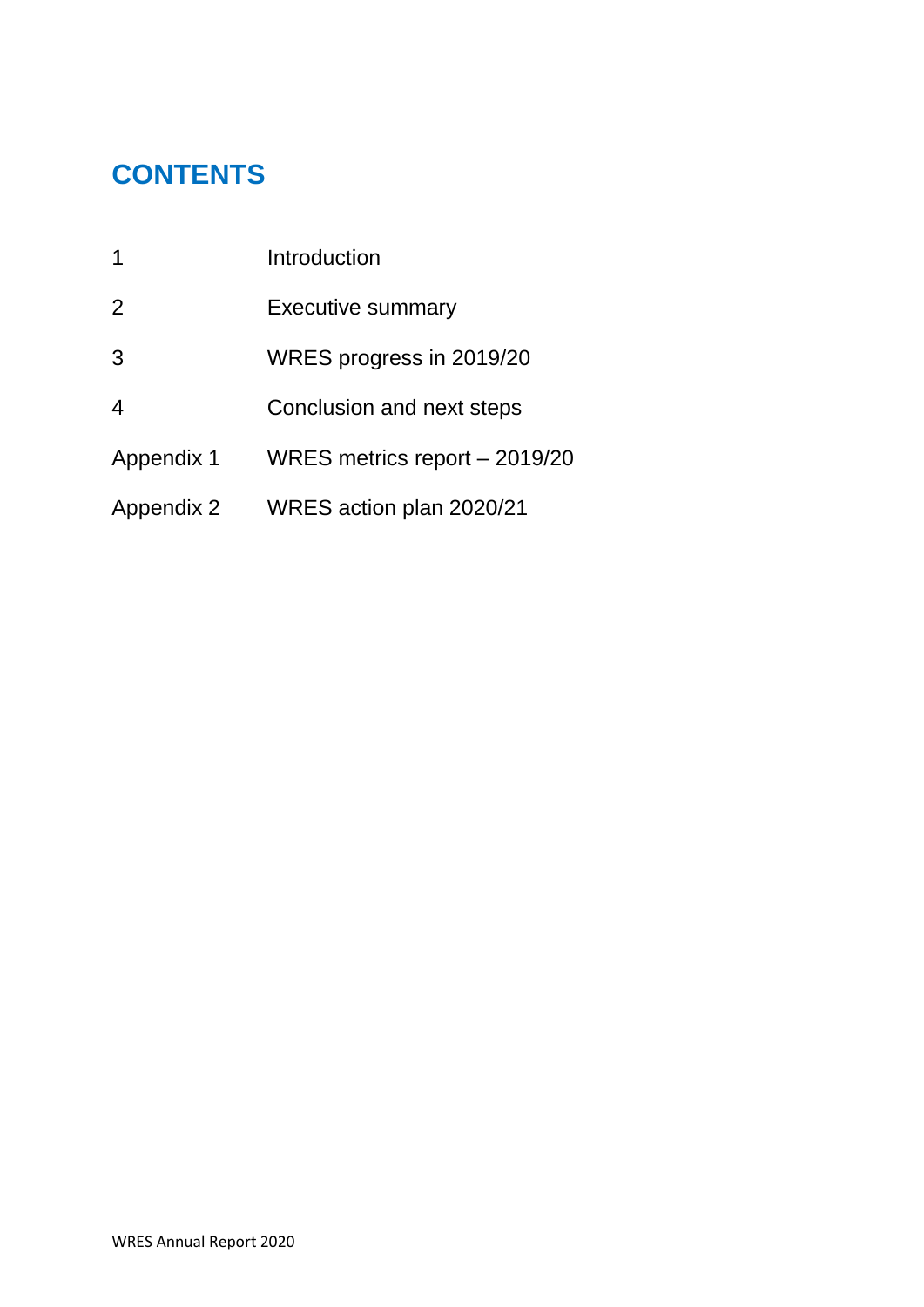# CONTENTS

| | |
|---|---|
| 1 | Introduction |
| 2 | Executive summary |
| 3 | WRES progress in 2019/20 |
| 4 | Conclusion and next steps |
| Appendix 1 | WRES metrics report – 2019/20 |
| Appendix 2 | WRES action plan 2020/21 |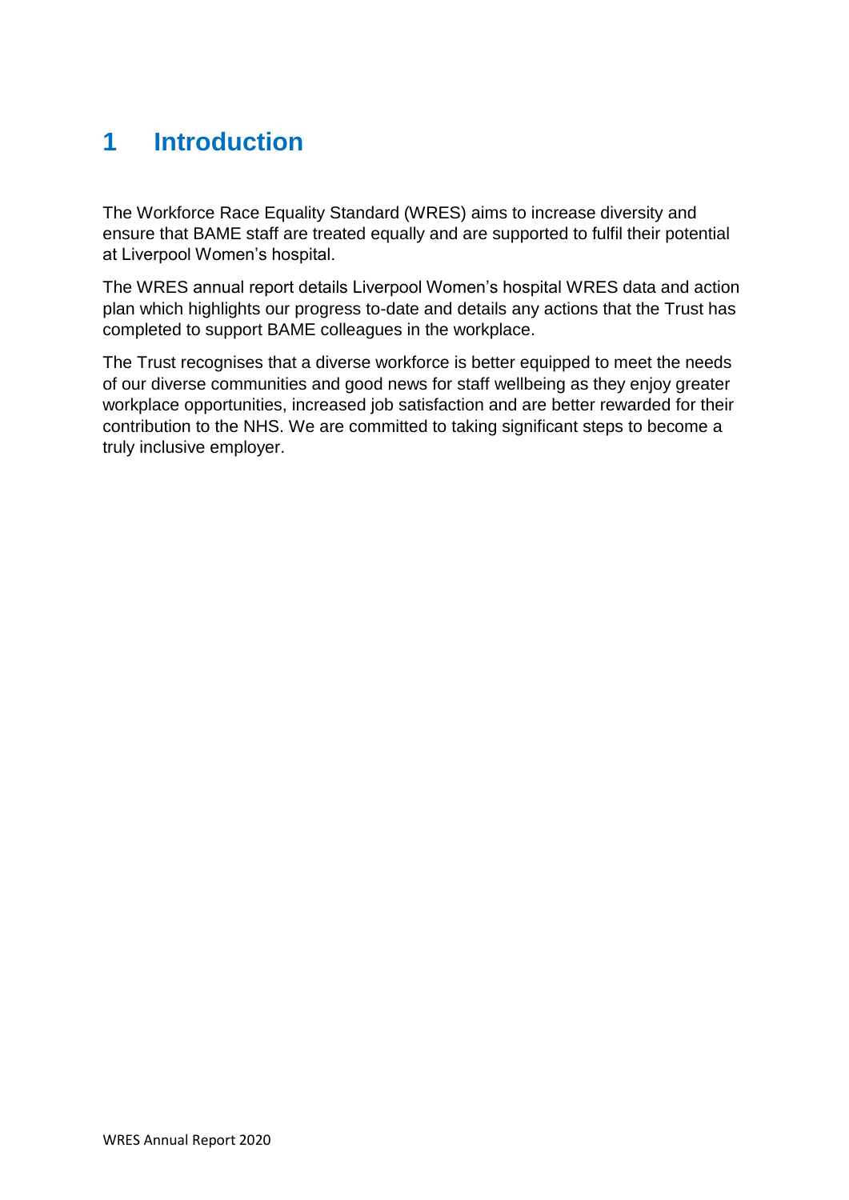# 1 Introduction

The Workforce Race Equality Standard (WRES) aims to increase diversity and ensure that BAME staff are treated equally and are supported to fulfil their potential at Liverpool Women's hospital.

The WRES annual report details Liverpool Women's hospital WRES data and action plan which highlights our progress to-date and details any actions that the Trust has completed to support BAME colleagues in the workplace.

The Trust recognises that a diverse workforce is better equipped to meet the needs of our diverse communities and good news for staff wellbeing as they enjoy greater workplace opportunities, increased job satisfaction and are better rewarded for their contribution to the NHS. We are committed to taking significant steps to become a truly inclusive employer.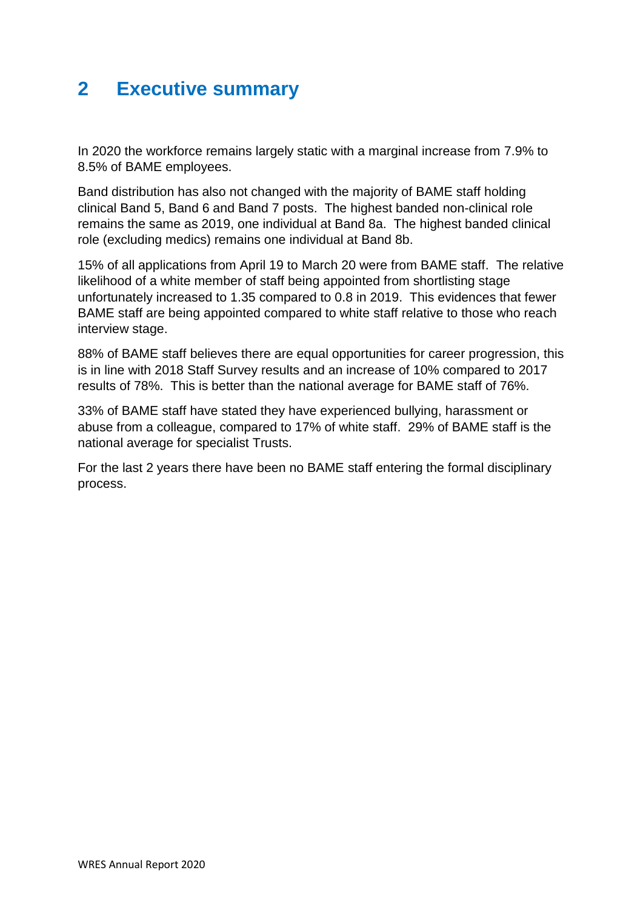## 2 Executive summary

In 2020 the workforce remains largely static with a marginal increase from 7.9% to 8.5% of BAME employees.

Band distribution has also not changed with the majority of BAME staff holding clinical Band 5, Band 6 and Band 7 posts. The highest banded non-clinical role remains the same as 2019, one individual at Band 8a. The highest banded clinical role (excluding medics) remains one individual at Band 8b.

15% of all applications from April 19 to March 20 were from BAME staff. The relative likelihood of a white member of staff being appointed from shortlisting stage unfortunately increased to 1.35 compared to 0.8 in 2019. This evidences that fewer BAME staff are being appointed compared to white staff relative to those who reach interview stage.

88% of BAME staff believes there are equal opportunities for career progression, this is in line with 2018 Staff Survey results and an increase of 10% compared to 2017 results of 78%. This is better than the national average for BAME staff of 76%.

33% of BAME staff have stated they have experienced bullying, harassment or abuse from a colleague, compared to 17% of white staff. 29% of BAME staff is the national average for specialist Trusts.

For the last 2 years there have been no BAME staff entering the formal disciplinary process.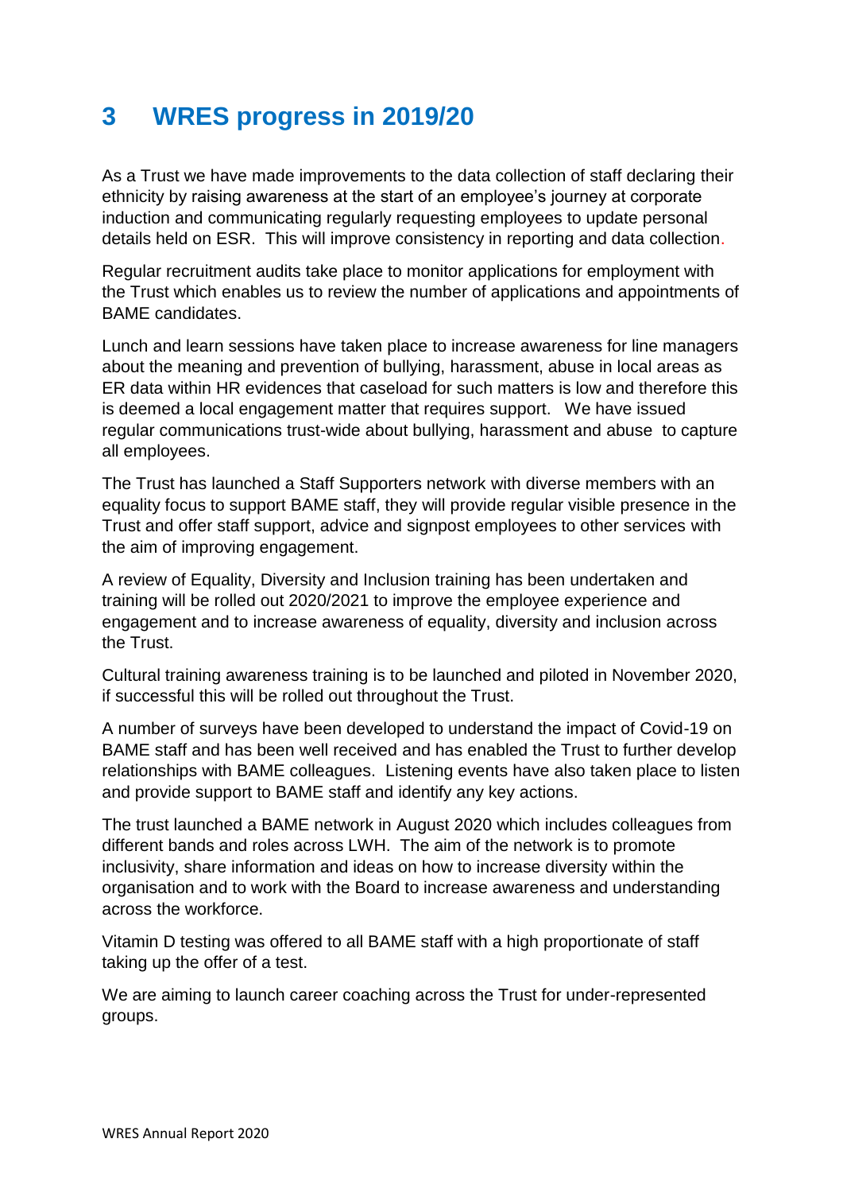# 3 WRES progress in 2019/20

As a Trust we have made improvements to the data collection of staff declaring their ethnicity by raising awareness at the start of an employee's journey at corporate induction and communicating regularly requesting employees to update personal details held on ESR. This will improve consistency in reporting and data collection.

Regular recruitment audits take place to monitor applications for employment with the Trust which enables us to review the number of applications and appointments of BAME candidates.

Lunch and learn sessions have taken place to increase awareness for line managers about the meaning and prevention of bullying, harassment, abuse in local areas as ER data within HR evidences that caseload for such matters is low and therefore this is deemed a local engagement matter that requires support. We have issued regular communications trust-wide about bullying, harassment and abuse to capture all employees.

The Trust has launched a Staff Supporters network with diverse members with an equality focus to support BAME staff, they will provide regular visible presence in the Trust and offer staff support, advice and signpost employees to other services with the aim of improving engagement.

A review of Equality, Diversity and Inclusion training has been undertaken and training will be rolled out 2020/2021 to improve the employee experience and engagement and to increase awareness of equality, diversity and inclusion across the Trust.

Cultural training awareness training is to be launched and piloted in November 2020, if successful this will be rolled out throughout the Trust.

A number of surveys have been developed to understand the impact of Covid-19 on BAME staff and has been well received and has enabled the Trust to further develop relationships with BAME colleagues. Listening events have also taken place to listen and provide support to BAME staff and identify any key actions.

The trust launched a BAME network in August 2020 which includes colleagues from different bands and roles across LWH. The aim of the network is to promote inclusivity, share information and ideas on how to increase diversity within the organisation and to work with the Board to increase awareness and understanding across the workforce.

Vitamin D testing was offered to all BAME staff with a high proportionate of staff taking up the offer of a test.

We are aiming to launch career coaching across the Trust for under-represented groups.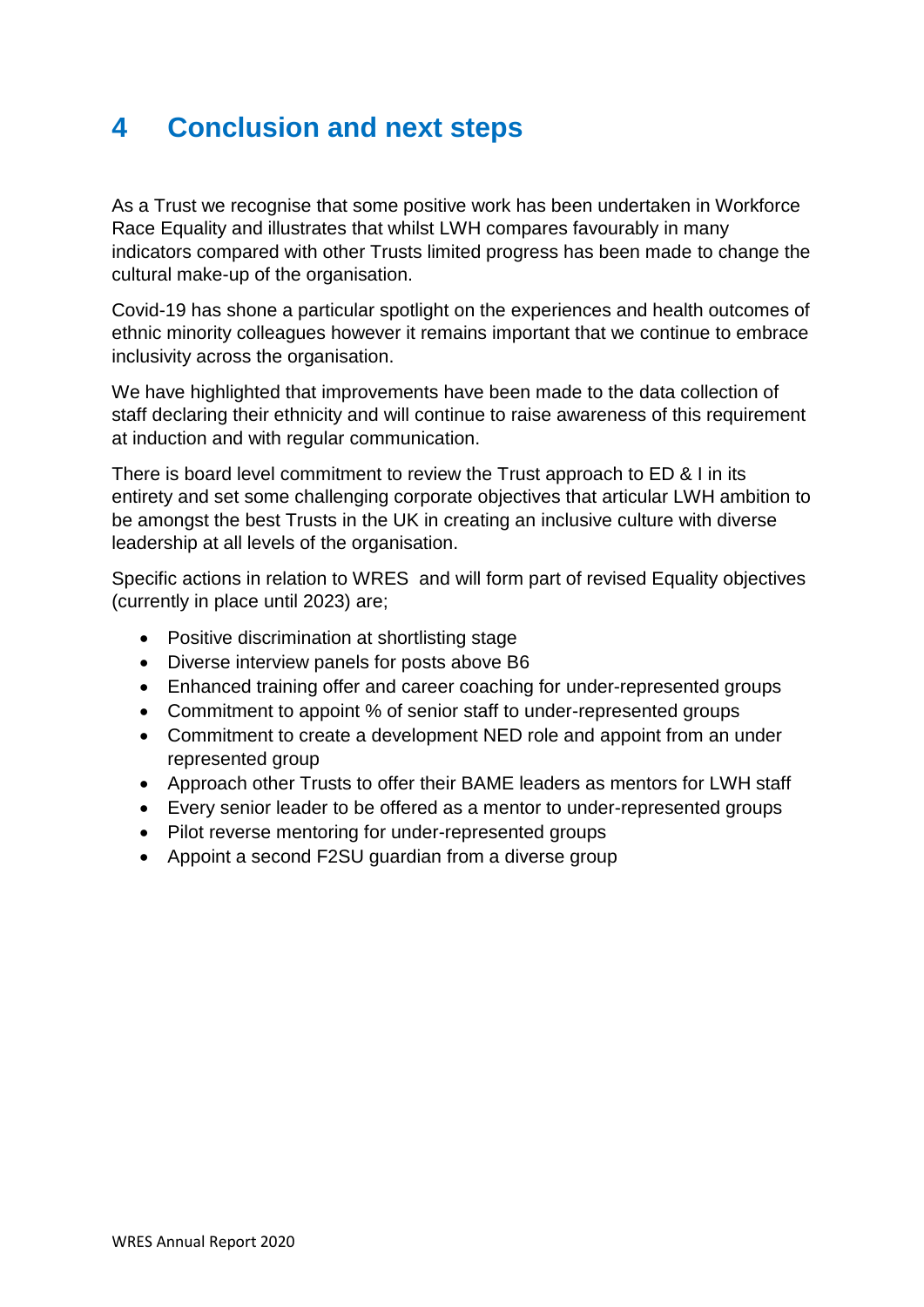# 4 Conclusion and next steps

As a Trust we recognise that some positive work has been undertaken in Workforce Race Equality and illustrates that whilst LWH compares favourably in many indicators compared with other Trusts limited progress has been made to change the cultural make-up of the organisation.

Covid-19 has shone a particular spotlight on the experiences and health outcomes of ethnic minority colleagues however it remains important that we continue to embrace inclusivity across the organisation.

We have highlighted that improvements have been made to the data collection of staff declaring their ethnicity and will continue to raise awareness of this requirement at induction and with regular communication.

There is board level commitment to review the Trust approach to ED & I in its entirety and set some challenging corporate objectives that articular LWH ambition to be amongst the best Trusts in the UK in creating an inclusive culture with diverse leadership at all levels of the organisation.

Specific actions in relation to WRES and will form part of revised Equality objectives (currently in place until 2023) are;

- Positive discrimination at shortlisting stage
- Diverse interview panels for posts above B6
- Enhanced training offer and career coaching for under-represented groups
- Commitment to appoint % of senior staff to under-represented groups
- Commitment to create a development NED role and appoint from an under represented group
- Approach other Trusts to offer their BAME leaders as mentors for LWH staff
- Every senior leader to be offered as a mentor to under-represented groups
- Pilot reverse mentoring for under-represented groups
- Appoint a second F2SU guardian from a diverse group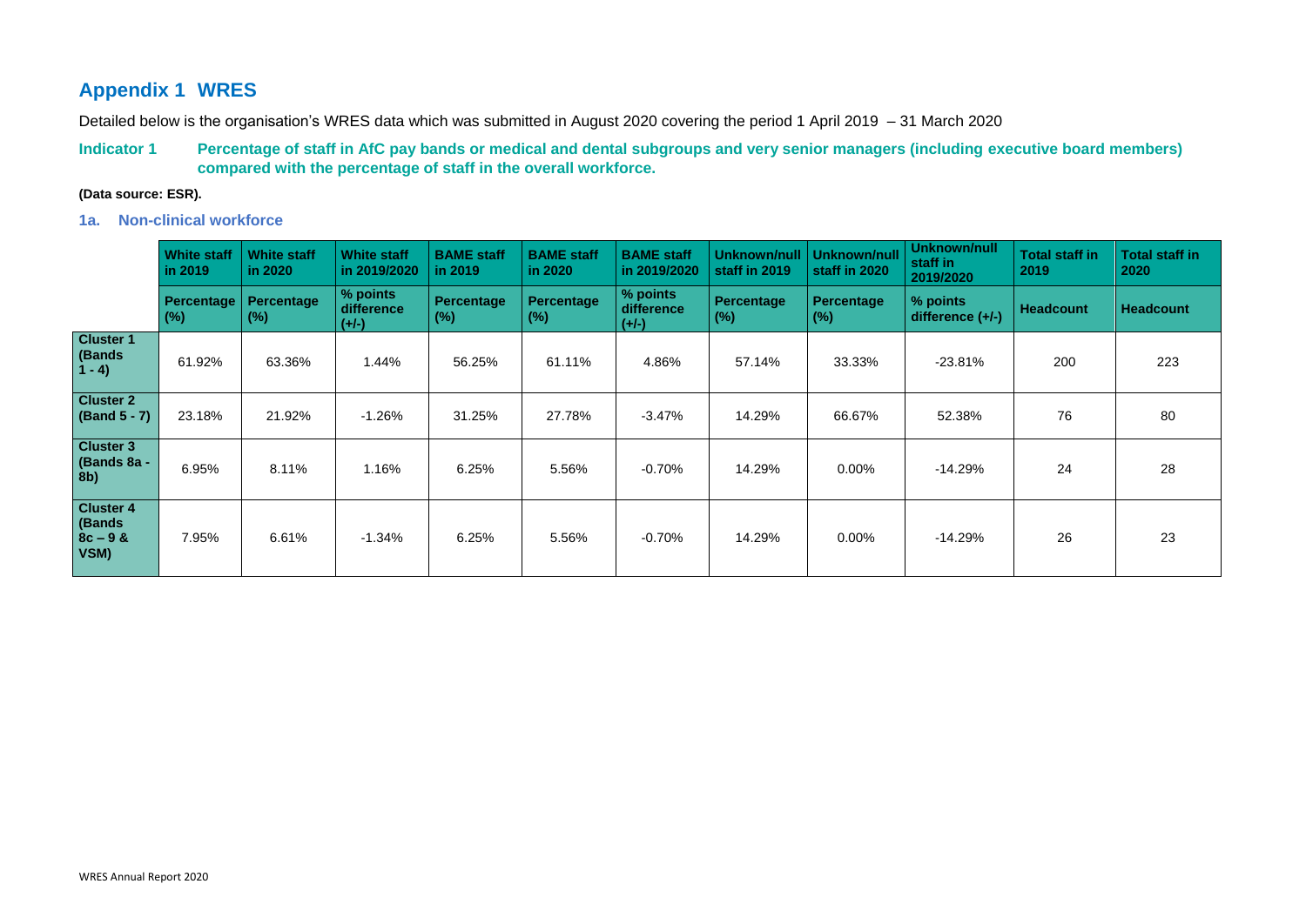## Appendix 1 WRES

Detailed below is the organisation's WRES data which was submitted in August 2020 covering the period 1 April 2019 – 31 March 2020

**Indicator 1 Percentage of staff in AfC pay bands or medical and dental subgroups and very senior managers (including executive board members) compared with the percentage of staff in the overall workforce.**

**(Data source: ESR).**

### 1a. Non-clinical workforce

| | White staff in 2019 | White staff in 2020 | White staff in 2019/2020 | BAME staff in 2019 | BAME staff in 2020 | BAME staff in 2019/2020 | Unknown/null staff in 2019 | Unknown/null staff in 2020 | Unknown/null staff in 2019/2020 | Total staff in 2019 | Total staff in 2020 |
|---|---|---|---|---|---|---|---|---|---|---|---|
| | Percentage (%) | Percentage (%) | % points difference (+/-) | Percentage (%) | Percentage (%) | % points difference (+/-) | Percentage (%) | Percentage (%) | % points difference (+/-) | Headcount | Headcount |
| **Cluster 1 (Bands 1 - 4)** | 61.92% | 63.36% | 1.44% | 56.25% | 61.11% | 4.86% | 57.14% | 33.33% | -23.81% | 200 | 223 |
| **Cluster 2 (Band 5 - 7)** | 23.18% | 21.92% | -1.26% | 31.25% | 27.78% | -3.47% | 14.29% | 66.67% | 52.38% | 76 | 80 |
| **Cluster 3 (Bands 8a - 8b)** | 6.95% | 8.11% | 1.16% | 6.25% | 5.56% | -0.70% | 14.29% | 0.00% | -14.29% | 24 | 28 |
| **Cluster 4 (Bands 8c – 9 & VSM)** | 7.95% | 6.61% | -1.34% | 6.25% | 5.56% | -0.70% | 14.29% | 0.00% | -14.29% | 26 | 23 |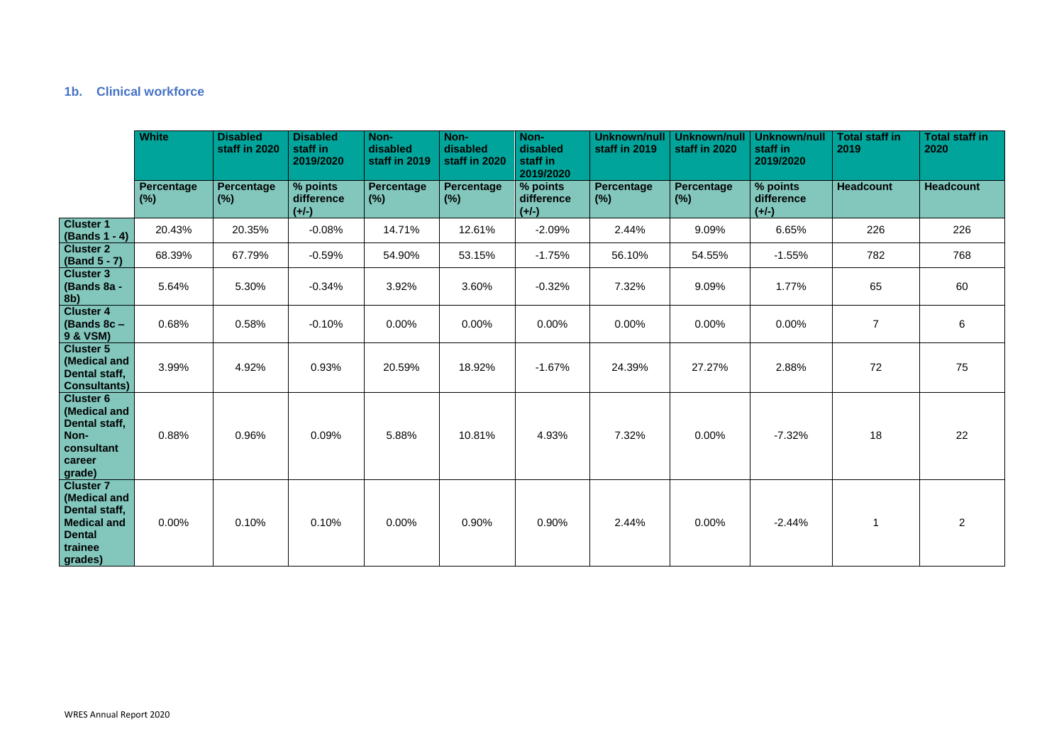### 1b. Clinical workforce

| | White | Disabled staff in 2020 | Disabled staff in 2019/2020 | Non-disabled staff in 2019 | Non-disabled staff in 2020 | Non-disabled staff in 2019/2020 | Unknown/null staff in 2019 | Unknown/null staff in 2020 | Unknown/null staff in 2019/2020 | Total staff in 2019 | Total staff in 2020 |
|---|---|---|---|---|---|---|---|---|---|---|---|
| | Percentage (%) | Percentage (%) | % points difference (+/-) | Percentage (%) | Percentage (%) | % points difference (+/-) | Percentage (%) | Percentage (%) | % points difference (+/-) | Headcount | Headcount |
| **Cluster 1 (Bands 1 - 4)** | 20.43% | 20.35% | -0.08% | 14.71% | 12.61% | -2.09% | 2.44% | 9.09% | 6.65% | 226 | 226 |
| **Cluster 2 (Band 5 - 7)** | 68.39% | 67.79% | -0.59% | 54.90% | 53.15% | -1.75% | 56.10% | 54.55% | -1.55% | 782 | 768 |
| **Cluster 3 (Bands 8a - 8b)** | 5.64% | 5.30% | -0.34% | 3.92% | 3.60% | -0.32% | 7.32% | 9.09% | 1.77% | 65 | 60 |
| **Cluster 4 (Bands 8c – 9 & VSM)** | 0.68% | 0.58% | -0.10% | 0.00% | 0.00% | 0.00% | 0.00% | 0.00% | 0.00% | 7 | 6 |
| **Cluster 5 (Medical and Dental staff, Consultants)** | 3.99% | 4.92% | 0.93% | 20.59% | 18.92% | -1.67% | 24.39% | 27.27% | 2.88% | 72 | 75 |
| **Cluster 6 (Medical and Dental staff, Non-consultant career grade)** | 0.88% | 0.96% | 0.09% | 5.88% | 10.81% | 4.93% | 7.32% | 0.00% | -7.32% | 18 | 22 |
| **Cluster 7 (Medical and Dental staff, Medical and Dental trainee grades)** | 0.00% | 0.10% | 0.10% | 0.00% | 0.90% | 0.90% | 2.44% | 0.00% | -2.44% | 1 | 2 |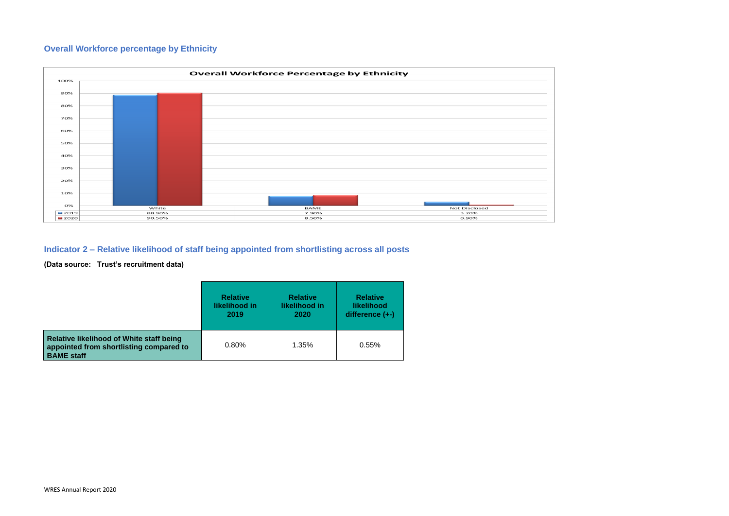## Overall Workforce percentage by Ethnicity

**Overall Workforce Percentage by Ethnicity**

| | White | BAME | Not Disclosed |
|---|---|---|---|
| 2019 | 88.90% | 7.90% | 3.20% |
| 2020 | 90.50% | 8.50% | 0.90% |

## Indicator 2 – Relative likelihood of staff being appointed from shortlisting across all posts

**(Data source: Trust's recruitment data)**

| | Relative likelihood in 2019 | Relative likelihood in 2020 | Relative likelihood difference (+-) |
|---|---|---|---|
| **Relative likelihood of White staff being appointed from shortlisting compared to BAME staff** | 0.80% | 1.35% | 0.55% |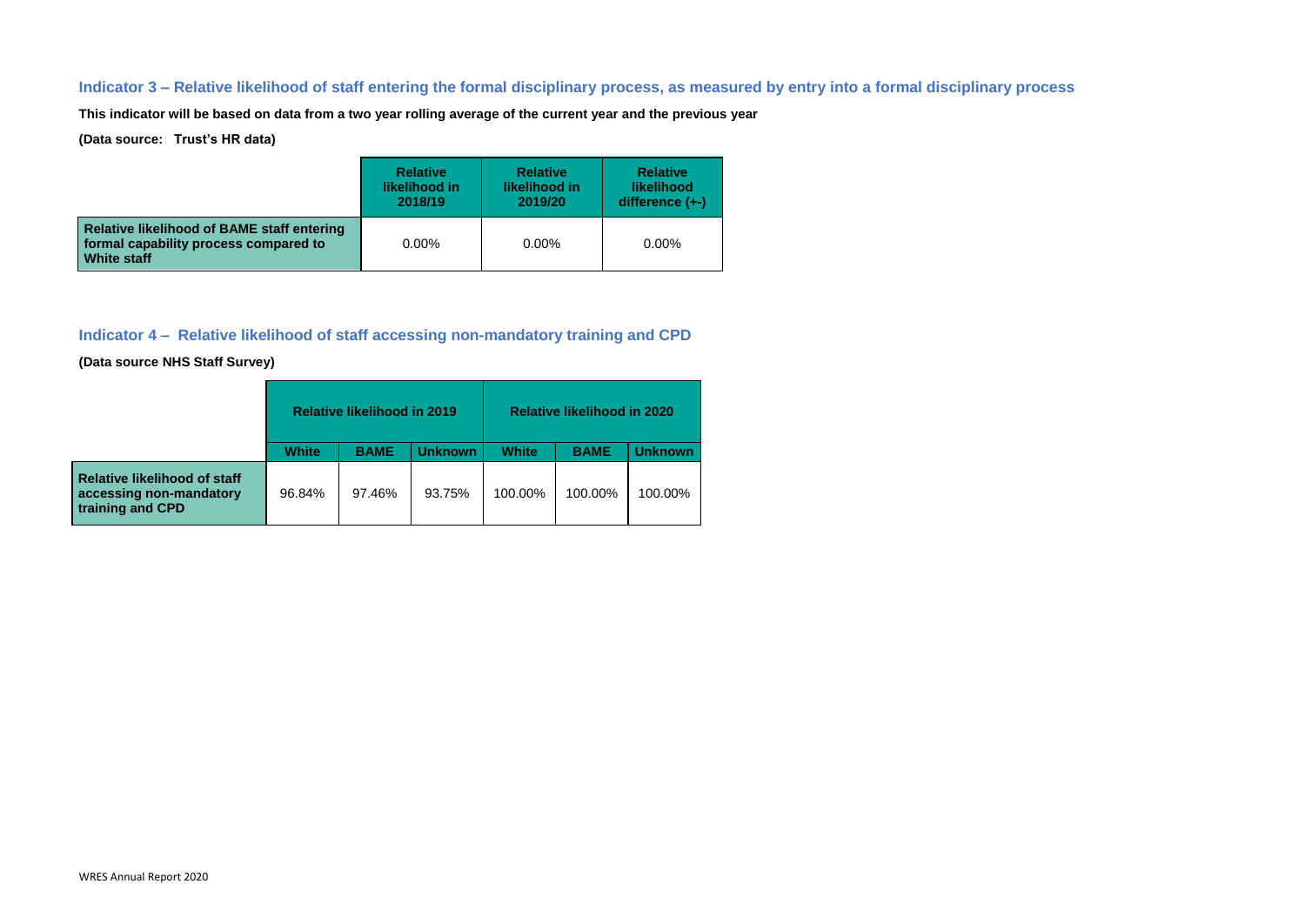## Indicator 3 – Relative likelihood of staff entering the formal disciplinary process, as measured by entry into a formal disciplinary process

**This indicator will be based on data from a two year rolling average of the current year and the previous year**

**(Data source: Trust's HR data)**

| | Relative likelihood in 2018/19 | Relative likelihood in 2019/20 | Relative likelihood difference (+-) |
|---|---|---|---|
| **Relative likelihood of BAME staff entering formal capability process compared to White staff** | 0.00% | 0.00% | 0.00% |

## Indicator 4 – Relative likelihood of staff accessing non-mandatory training and CPD

**(Data source NHS Staff Survey)**

| | Relative likelihood in 2019 | | | Relative likelihood in 2020 | | |
|---|---|---|---|---|---|---|
| | White | BAME | Unknown | White | BAME | Unknown |
| **Relative likelihood of staff accessing non-mandatory training and CPD** | 96.84% | 97.46% | 93.75% | 100.00% | 100.00% | 100.00% |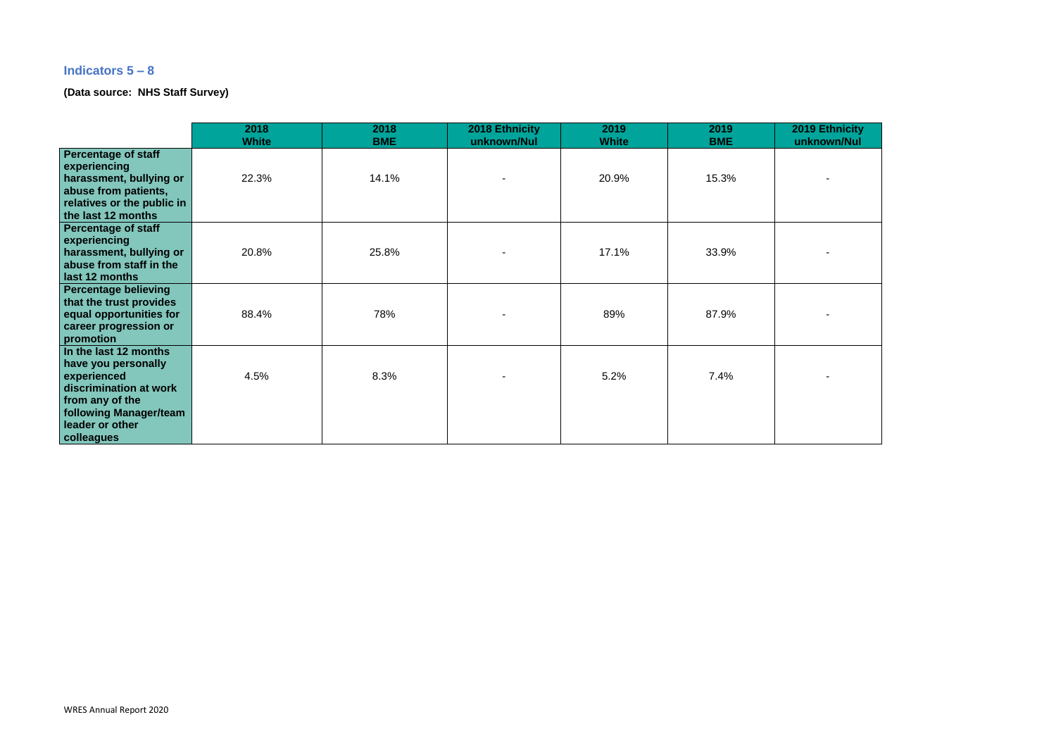## Indicators 5 – 8

**(Data source: NHS Staff Survey)**

| | 2018 White | 2018 BME | 2018 Ethnicity unknown/Nul | 2019 White | 2019 BME | 2019 Ethnicity unknown/Nul |
|---|---|---|---|---|---|---|
| **Percentage of staff experiencing harassment, bullying or abuse from patients, relatives or the public in the last 12 months** | 22.3% | 14.1% | - | 20.9% | 15.3% | - |
| **Percentage of staff experiencing harassment, bullying or abuse from staff in the last 12 months** | 20.8% | 25.8% | - | 17.1% | 33.9% | - |
| **Percentage believing that the trust provides equal opportunities for career progression or promotion** | 88.4% | 78% | - | 89% | 87.9% | - |
| **In the last 12 months have you personally experienced discrimination at work from any of the following Manager/team leader or other colleagues** | 4.5% | 8.3% | - | 5.2% | 7.4% | - |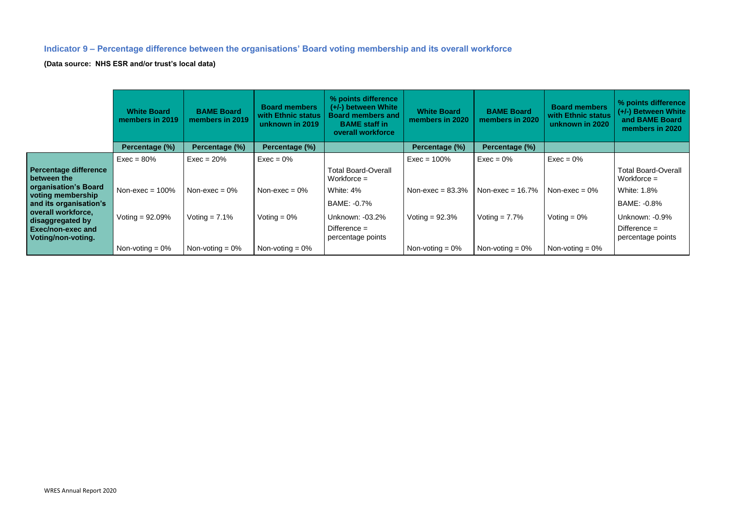### Indicator 9 – Percentage difference between the organisations' Board voting membership and its overall workforce

**(Data source: NHS ESR and/or trust's local data)**

| | White Board members in 2019 | BAME Board members in 2019 | Board members with Ethnic status unknown in 2019 | % points difference (+/-) between White Board members and BAME staff in overall workforce | White Board members in 2020 | BAME Board members in 2020 | Board members with Ethnic status unknown in 2020 | % points difference (+/-) Between White and BAME Board members in 2020 |
|---|---|---|---|---|---|---|---|---|
| | Percentage (%) | Percentage (%) | Percentage (%) | | Percentage (%) | Percentage (%) | | |
| **Percentage difference between the organisation's Board voting membership and its organisation's overall workforce, disaggregated by Exec/non-exec and Voting/non-voting.** | Exec = 80%<br><br>Non-exec = 100%<br><br>Voting = 92.09%<br><br>Non-voting = 0% | Exec = 20%<br><br>Non-exec = 0%<br><br>Voting = 7.1%<br><br>Non-voting = 0% | Exec = 0%<br><br>Non-exec = 0%<br><br>Voting = 0%<br><br>Non-voting = 0% | Total Board-Overall Workforce =<br>White: 4%<br>BAME: -0.7%<br>Unknown: -03.2%<br>Difference = percentage points | Exec = 100%<br><br>Non-exec = 83.3%<br><br>Voting = 92.3%<br><br>Non-voting = 0% | Exec = 0%<br><br>Non-exec = 16.7%<br><br>Voting = 7.7%<br><br>Non-voting = 0% | Exec = 0%<br><br>Non-exec = 0%<br><br>Voting = 0%<br><br>Non-voting = 0% | Total Board-Overall Workforce =<br>White: 1.8%<br>BAME: -0.8%<br>Unknown: -0.9%<br>Difference = percentage points |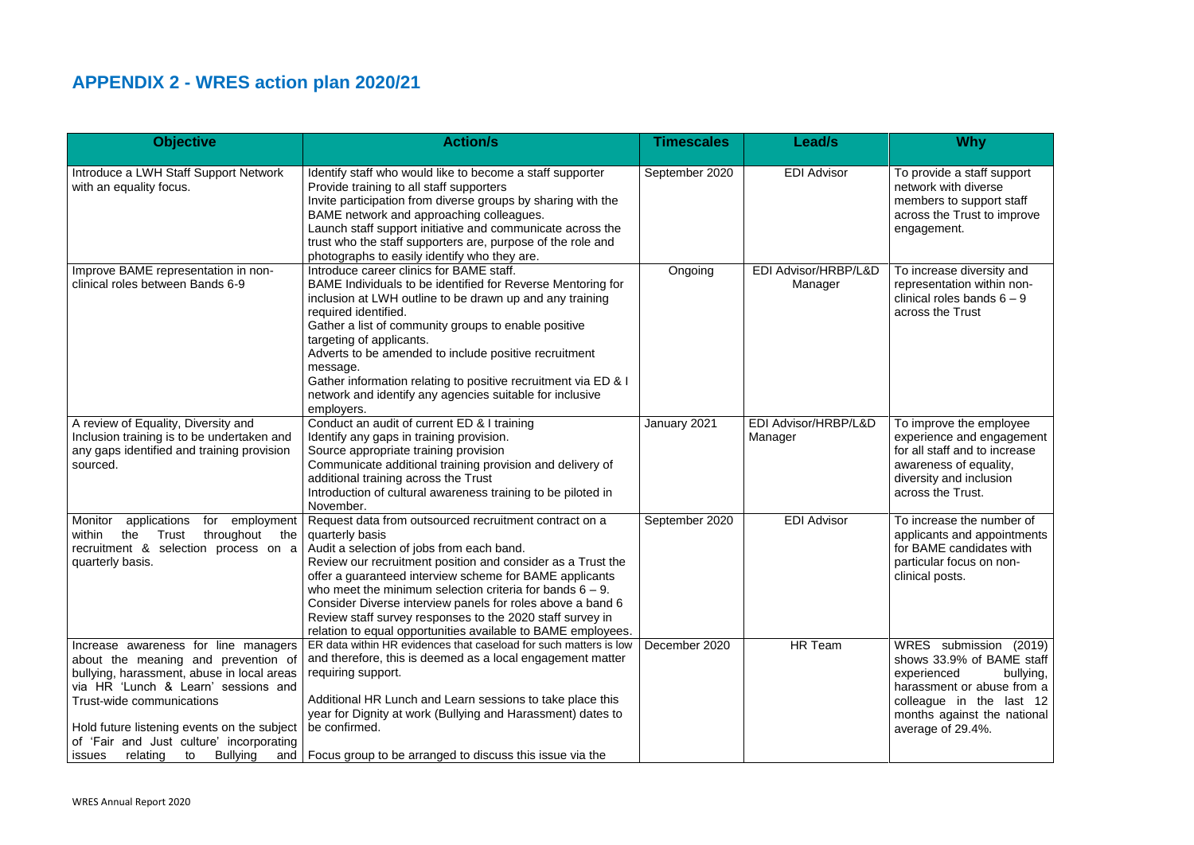## APPENDIX 2 - WRES action plan 2020/21

| Objective | Action/s | Timescales | Lead/s | Why |
|---|---|---|---|---|
| Introduce a LWH Staff Support Network with an equality focus. | Identify staff who would like to become a staff supporter<br>Provide training to all staff supporters<br>Invite participation from diverse groups by sharing with the BAME network and approaching colleagues.<br>Launch staff support initiative and communicate across the trust who the staff supporters are, purpose of the role and photographs to easily identify who they are. | September 2020 | EDI Advisor | To provide a staff support network with diverse members to support staff across the Trust to improve engagement. |
| Improve BAME representation in non-clinical roles between Bands 6-9 | Introduce career clinics for BAME staff.<br>BAME Individuals to be identified for Reverse Mentoring for inclusion at LWH outline to be drawn up and any training required identified.<br>Gather a list of community groups to enable positive targeting of applicants.<br>Adverts to be amended to include positive recruitment message.<br>Gather information relating to positive recruitment via ED & I network and identify any agencies suitable for inclusive employers. | Ongoing | EDI Advisor/HRBP/L&D Manager | To increase diversity and representation within non-clinical roles bands 6 – 9 across the Trust |
| A review of Equality, Diversity and Inclusion training is to be undertaken and any gaps identified and training provision sourced. | Conduct an audit of current ED & I training<br>Identify any gaps in training provision.<br>Source appropriate training provision<br>Communicate additional training provision and delivery of additional training across the Trust<br>Introduction of cultural awareness training to be piloted in November. | January 2021 | EDI Advisor/HRBP/L&D Manager | To improve the employee experience and engagement for all staff and to increase awareness of equality, diversity and inclusion across the Trust. |
| Monitor applications for employment within the Trust throughout the recruitment & selection process on a quarterly basis. | Request data from outsourced recruitment contract on a quarterly basis<br>Audit a selection of jobs from each band.<br>Review our recruitment position and consider as a Trust the offer a guaranteed interview scheme for BAME applicants who meet the minimum selection criteria for bands 6 – 9.<br>Consider Diverse interview panels for roles above a band 6<br>Review staff survey responses to the 2020 staff survey in relation to equal opportunities available to BAME employees. | September 2020 | EDI Advisor | To increase the number of applicants and appointments for BAME candidates with particular focus on non-clinical posts. |
| Increase awareness for line managers about the meaning and prevention of bullying, harassment, abuse in local areas via HR 'Lunch & Learn' sessions and Trust-wide communications<br><br>Hold future listening events on the subject of 'Fair and Just culture' incorporating issues relating to Bullying and | ER data within HR evidences that caseload for such matters is low and therefore, this is deemed as a local engagement matter requiring support.<br><br>Additional HR Lunch and Learn sessions to take place this year for Dignity at work (Bullying and Harassment) dates to be confirmed.<br><br>Focus group to be arranged to discuss this issue via the | December 2020 | HR Team | WRES submission (2019) shows 33.9% of BAME staff experienced bullying, harassment or abuse from a colleague in the last 12 months against the national average of 29.4%. |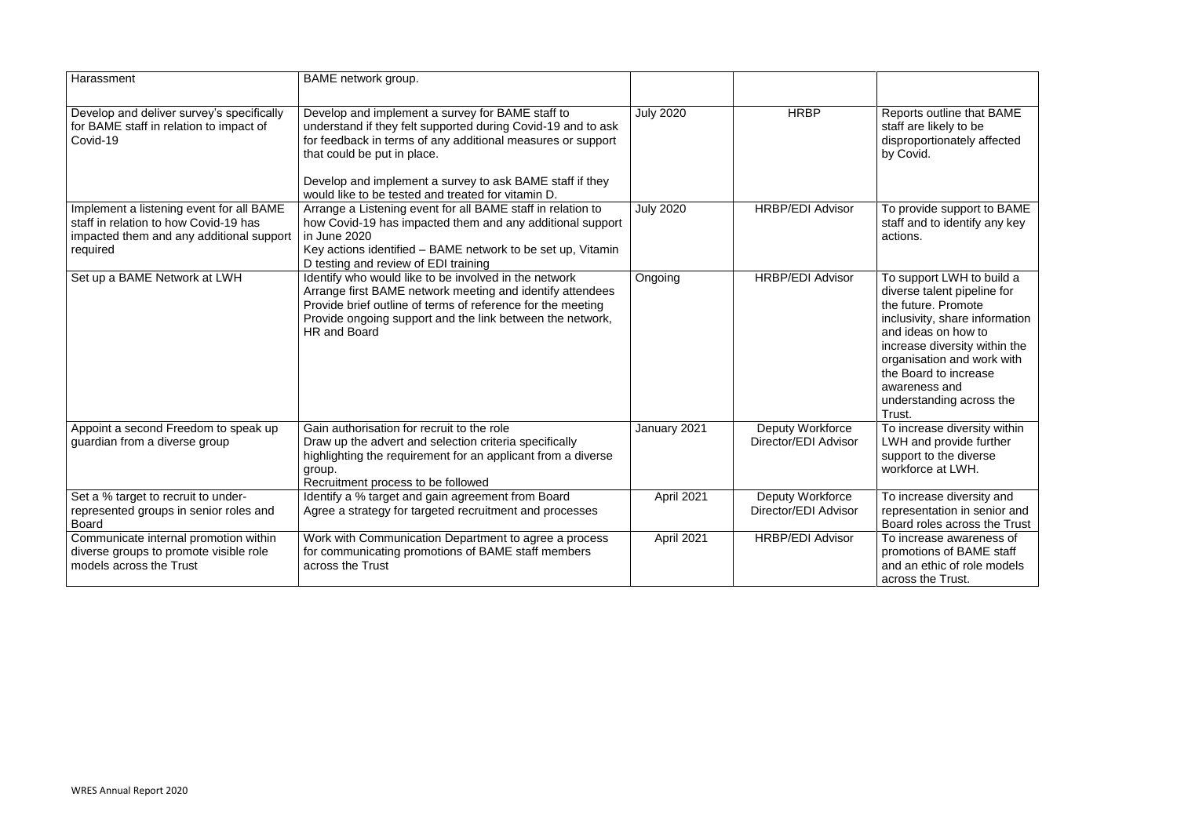| | | | | |
|---|---|---|---|---|
| Harassment | BAME network group. | | | |
| Develop and deliver survey's specifically for BAME staff in relation to impact of Covid-19 | Develop and implement a survey for BAME staff to understand if they felt supported during Covid-19 and to ask for feedback in terms of any additional measures or support that could be put in place.<br><br>Develop and implement a survey to ask BAME staff if they would like to be tested and treated for vitamin D. | July 2020 | HRBP | Reports outline that BAME staff are likely to be disproportionately affected by Covid. |
| Implement a listening event for all BAME staff in relation to how Covid-19 has impacted them and any additional support required | Arrange a Listening event for all BAME staff in relation to how Covid-19 has impacted them and any additional support in June 2020<br>Key actions identified – BAME network to be set up, Vitamin D testing and review of EDI training | July 2020 | HRBP/EDI Advisor | To provide support to BAME staff and to identify any key actions. |
| Set up a BAME Network at LWH | Identify who would like to be involved in the network<br>Arrange first BAME network meeting and identify attendees<br>Provide brief outline of terms of reference for the meeting<br>Provide ongoing support and the link between the network, HR and Board | Ongoing | HRBP/EDI Advisor | To support LWH to build a diverse talent pipeline for the future. Promote inclusivity, share information and ideas on how to increase diversity within the organisation and work with the Board to increase awareness and understanding across the Trust. |
| Appoint a second Freedom to speak up guardian from a diverse group | Gain authorisation for recruit to the role<br>Draw up the advert and selection criteria specifically highlighting the requirement for an applicant from a diverse group.<br>Recruitment process to be followed | January 2021 | Deputy Workforce Director/EDI Advisor | To increase diversity within LWH and provide further support to the diverse workforce at LWH. |
| Set a % target to recruit to under-represented groups in senior roles and Board | Identify a % target and gain agreement from Board<br>Agree a strategy for targeted recruitment and processes | April 2021 | Deputy Workforce Director/EDI Advisor | To increase diversity and representation in senior and Board roles across the Trust |
| Communicate internal promotion within diverse groups to promote visible role models across the Trust | Work with Communication Department to agree a process for communicating promotions of BAME staff members across the Trust | April 2021 | HRBP/EDI Advisor | To increase awareness of promotions of BAME staff and an ethic of role models across the Trust. |